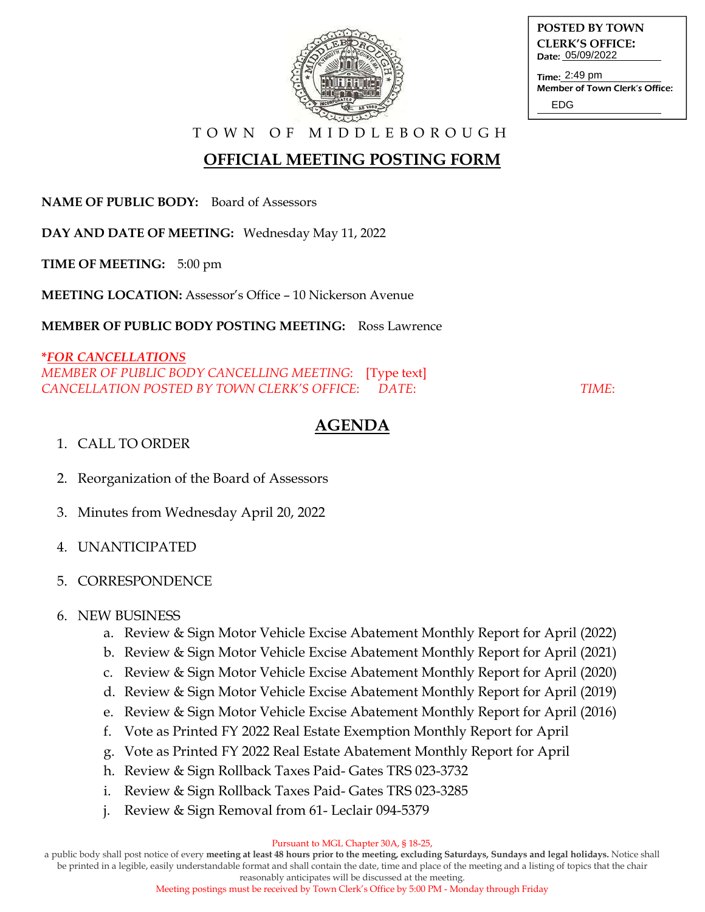**POSTED BY TOWN CLERK'S OFFICE:**
Date: 05/09/2022
Time: 2:49 pm
Member of Town Clerk's Office: EDG

TOWN OF MIDDLEBOROUGH

# OFFICIAL MEETING POSTING FORM

**NAME OF PUBLIC BODY:** Board of Assessors

**DAY AND DATE OF MEETING:** Wednesday May 11, 2022

**TIME OF MEETING:** 5:00 pm

**MEETING LOCATION:** Assessor's Office – 10 Nickerson Avenue

**MEMBER OF PUBLIC BODY POSTING MEETING:** Ross Lawrence

***FOR CANCELLATIONS***
*MEMBER OF PUBLIC BODY CANCELLING MEETING:* [Type text]
*CANCELLATION POSTED BY TOWN CLERK'S OFFICE: DATE: TIME:*

## AGENDA

1. CALL TO ORDER
2. Reorganization of the Board of Assessors
3. Minutes from Wednesday April 20, 2022
4. UNANTICIPATED
5. CORRESPONDENCE
6. NEW BUSINESS
   a. Review & Sign Motor Vehicle Excise Abatement Monthly Report for April (2022)
   b. Review & Sign Motor Vehicle Excise Abatement Monthly Report for April (2021)
   c. Review & Sign Motor Vehicle Excise Abatement Monthly Report for April (2020)
   d. Review & Sign Motor Vehicle Excise Abatement Monthly Report for April (2019)
   e. Review & Sign Motor Vehicle Excise Abatement Monthly Report for April (2016)
   f. Vote as Printed FY 2022 Real Estate Exemption Monthly Report for April
   g. Vote as Printed FY 2022 Real Estate Abatement Monthly Report for April
   h. Review & Sign Rollback Taxes Paid- Gates TRS 023-3732
   i. Review & Sign Rollback Taxes Paid- Gates TRS 023-3285
   j. Review & Sign Removal from 61- Leclair 094-5379

Pursuant to MGL Chapter 30A, § 18-25,
a public body shall post notice of every **meeting at least 48 hours prior to the meeting, excluding Saturdays, Sundays and legal holidays.** Notice shall be printed in a legible, easily understandable format and shall contain the date, time and place of the meeting and a listing of topics that the chair reasonably anticipates will be discussed at the meeting.
Meeting postings must be received by Town Clerk's Office by 5:00 PM - Monday through Friday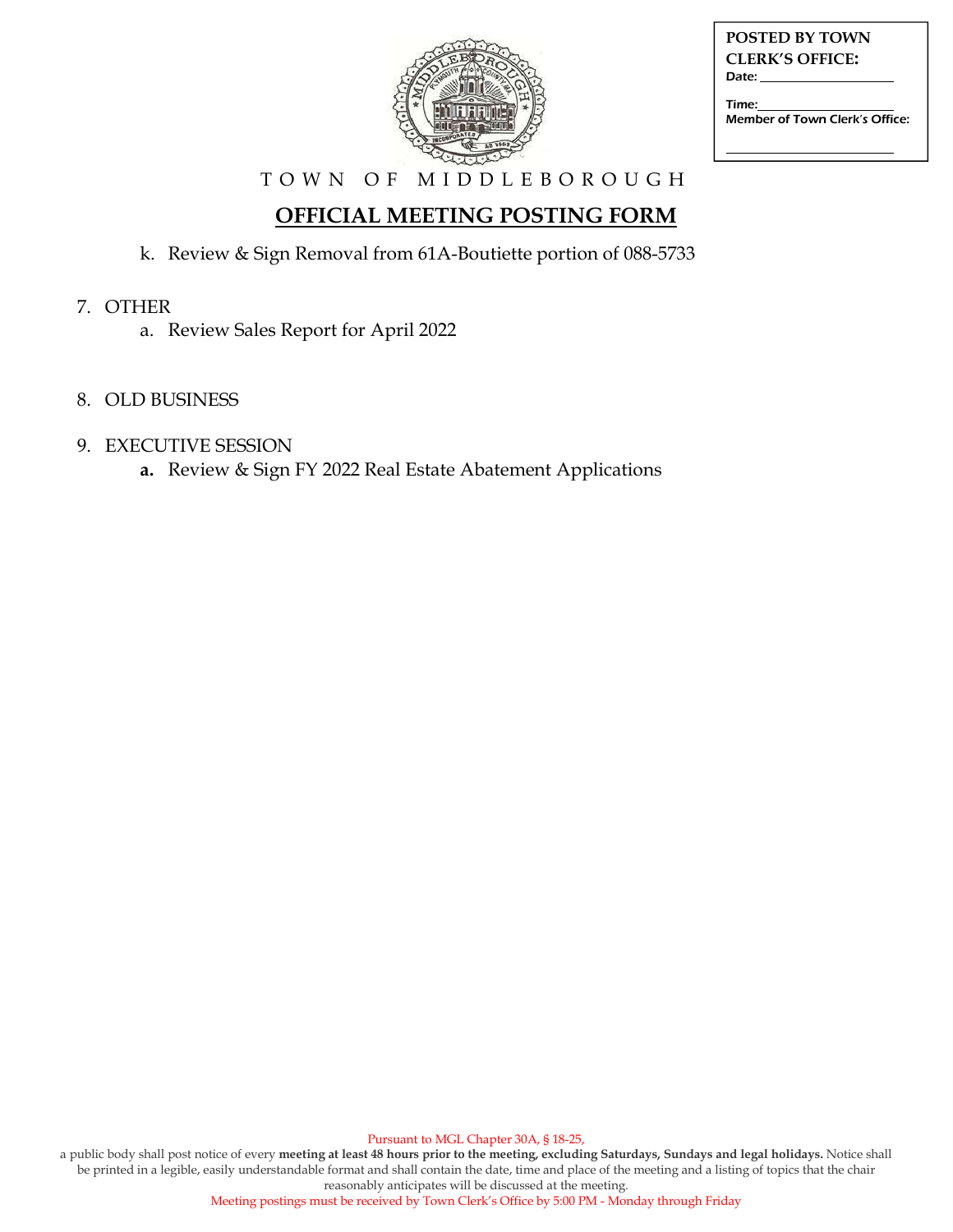**POSTED BY TOWN CLERK'S OFFICE:**
Date: ____________
Time: ____________
Member of Town Clerk's Office:
____________

TOWN OF MIDDLEBOROUGH

## OFFICIAL MEETING POSTING FORM

k. Review & Sign Removal from 61A-Boutiette portion of 088-5733

7. OTHER
   a. Review Sales Report for April 2022

8. OLD BUSINESS

9. EXECUTIVE SESSION
   **a.** Review & Sign FY 2022 Real Estate Abatement Applications

Pursuant to MGL Chapter 30A, § 18-25,
a public body shall post notice of every **meeting at least 48 hours prior to the meeting, excluding Saturdays, Sundays and legal holidays.** Notice shall be printed in a legible, easily understandable format and shall contain the date, time and place of the meeting and a listing of topics that the chair reasonably anticipates will be discussed at the meeting.
Meeting postings must be received by Town Clerk's Office by 5:00 PM - Monday through Friday